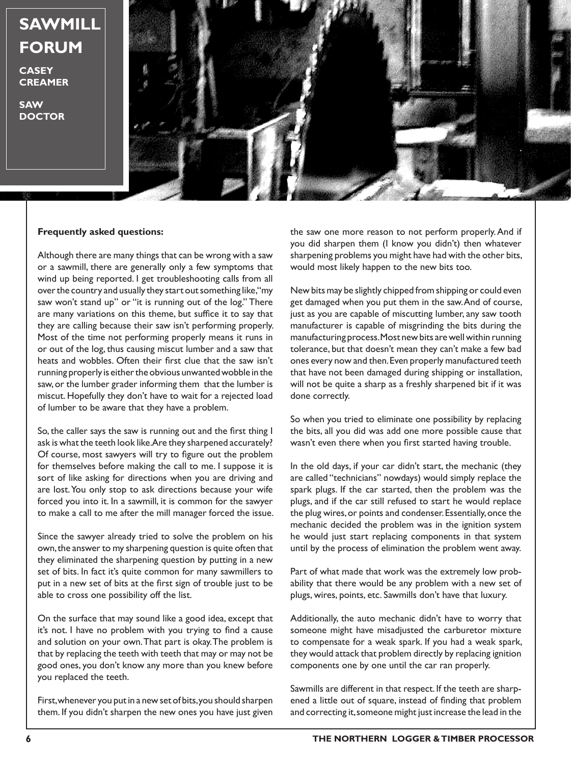# SAWMILL FORUM

**CASEY CREAMER**

**SAW DOCTOR**

**Frequently asked questions:**

Although there are many things that can be wrong with a saw or a sawmill, there are generally only a few symptoms that wind up being reported. I get troubleshooting calls from all over the country and usually they start out something like, "my saw won't stand up" or "it is running out of the log." There are many variations on this theme, but suffice it to say that they are calling because their saw isn't performing properly. Most of the time not performing properly means it runs in or out of the log, thus causing miscut lumber and a saw that heats and wobbles. Often their first clue that the saw isn't running properly is either the obvious unwanted wobble in the saw, or the lumber grader informing them that the lumber is miscut. Hopefully they don't have to wait for a rejected load of lumber to be aware that they have a problem.

So, the caller says the saw is running out and the first thing I ask is what the teeth look like. Are they sharpened accurately? Of course, most sawyers will try to figure out the problem for themselves before making the call to me. I suppose it is sort of like asking for directions when you are driving and are lost. You only stop to ask directions because your wife forced you into it. In a sawmill, it is common for the sawyer to make a call to me after the mill manager forced the issue.

Since the sawyer already tried to solve the problem on his own, the answer to my sharpening question is quite often that they eliminated the sharpening question by putting in a new set of bits. In fact it's quite common for many sawmillers to put in a new set of bits at the first sign of trouble just to be able to cross one possibility off the list.

On the surface that may sound like a good idea, except that it's not. I have no problem with you trying to find a cause and solution on your own. That part is okay. The problem is that by replacing the teeth with teeth that may or may not be good ones, you don't know any more than you knew before you replaced the teeth.

First, whenever you put in a new set of bits, you should sharpen them. If you didn't sharpen the new ones you have just given the saw one more reason to not perform properly. And if you did sharpen them (I know you didn't) then whatever sharpening problems you might have had with the other bits, would most likely happen to the new bits too.

New bits may be slightly chipped from shipping or could even get damaged when you put them in the saw. And of course, just as you are capable of miscutting lumber, any saw tooth manufacturer is capable of misgrinding the bits during the manufacturing process. Most new bits are well within running tolerance, but that doesn't mean they can't make a few bad ones every now and then. Even properly manufactured teeth that have not been damaged during shipping or installation, will not be quite a sharp as a freshly sharpened bit if it was done correctly.

So when you tried to eliminate one possibility by replacing the bits, all you did was add one more possible cause that wasn't even there when you first started having trouble.

In the old days, if your car didn't start, the mechanic (they are called "technicians" nowdays) would simply replace the spark plugs. If the car started, then the problem was the plugs, and if the car still refused to start he would replace the plug wires, or points and condenser. Essentially, once the mechanic decided the problem was in the ignition system he would just start replacing components in that system until by the process of elimination the problem went away.

Part of what made that work was the extremely low probability that there would be any problem with a new set of plugs, wires, points, etc. Sawmills don't have that luxury.

Additionally, the auto mechanic didn't have to worry that someone might have misadjusted the carburetor mixture to compensate for a weak spark. If you had a weak spark, they would attack that problem directly by replacing ignition components one by one until the car ran properly.

Sawmills are different in that respect. If the teeth are sharpened a little out of square, instead of finding that problem and correcting it, someone might just increase the lead in the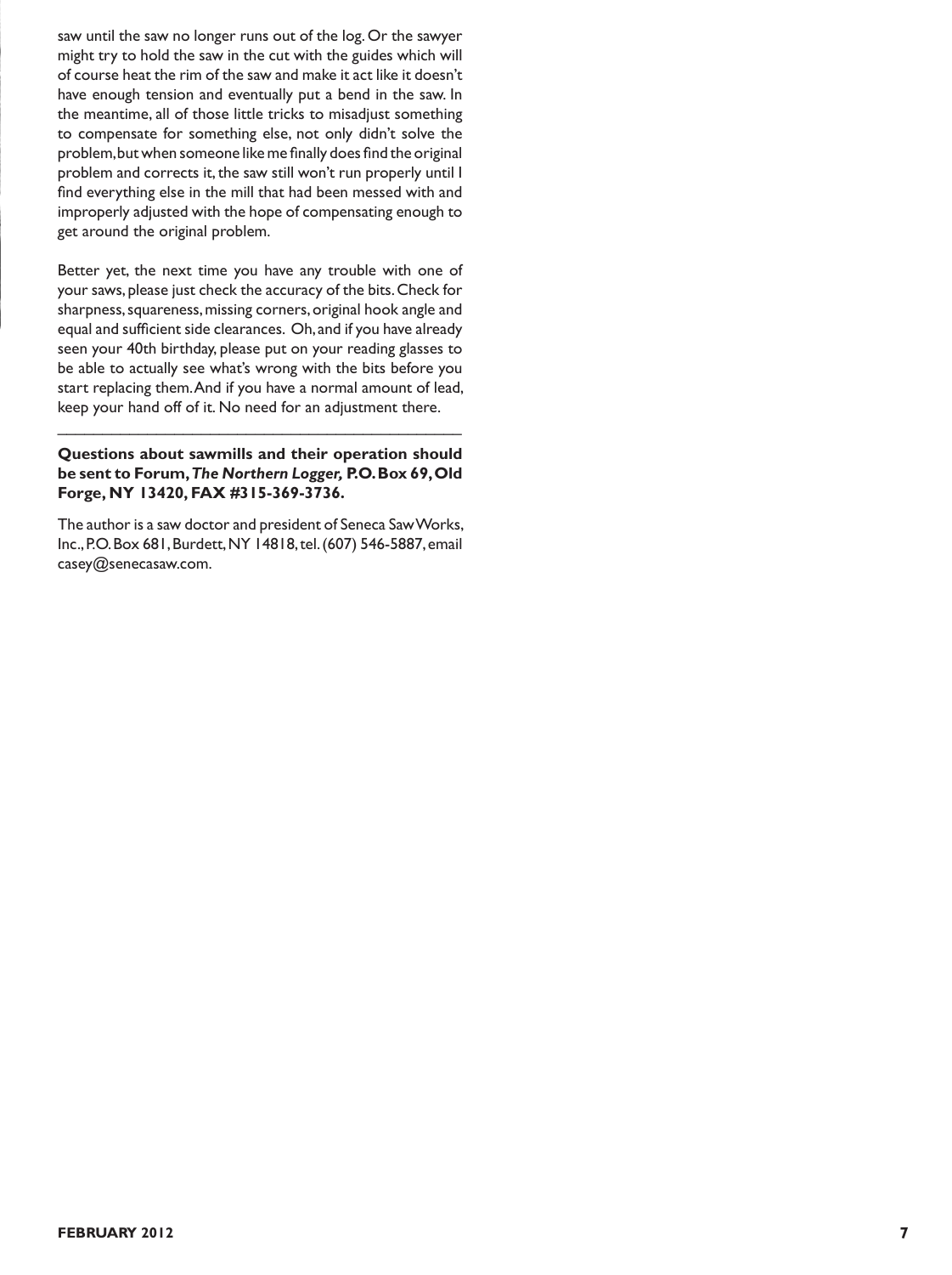saw until the saw no longer runs out of the log. Or the sawyer might try to hold the saw in the cut with the guides which will of course heat the rim of the saw and make it act like it doesn't have enough tension and eventually put a bend in the saw. In the meantime, all of those little tricks to misadjust something to compensate for something else, not only didn't solve the problem, but when someone like me finally does find the original problem and corrects it, the saw still won't run properly until I find everything else in the mill that had been messed with and improperly adjusted with the hope of compensating enough to get around the original problem.

Better yet, the next time you have any trouble with one of your saws, please just check the accuracy of the bits. Check for sharpness, squareness, missing corners, original hook angle and equal and sufficient side clearances. Oh, and if you have already seen your 40th birthday, please put on your reading glasses to be able to actually see what's wrong with the bits before you start replacing them. And if you have a normal amount of lead, keep your hand off of it. No need for an adjustment there.

---

**Questions about sawmills and their operation should be sent to Forum, *The Northern Logger,* P.O. Box 69, Old Forge, NY 13420, FAX #315-369-3736.**

The author is a saw doctor and president of Seneca Saw Works, Inc., P.O. Box 681, Burdett, NY 14818, tel. (607) 546-5887, email casey@senecasaw.com.